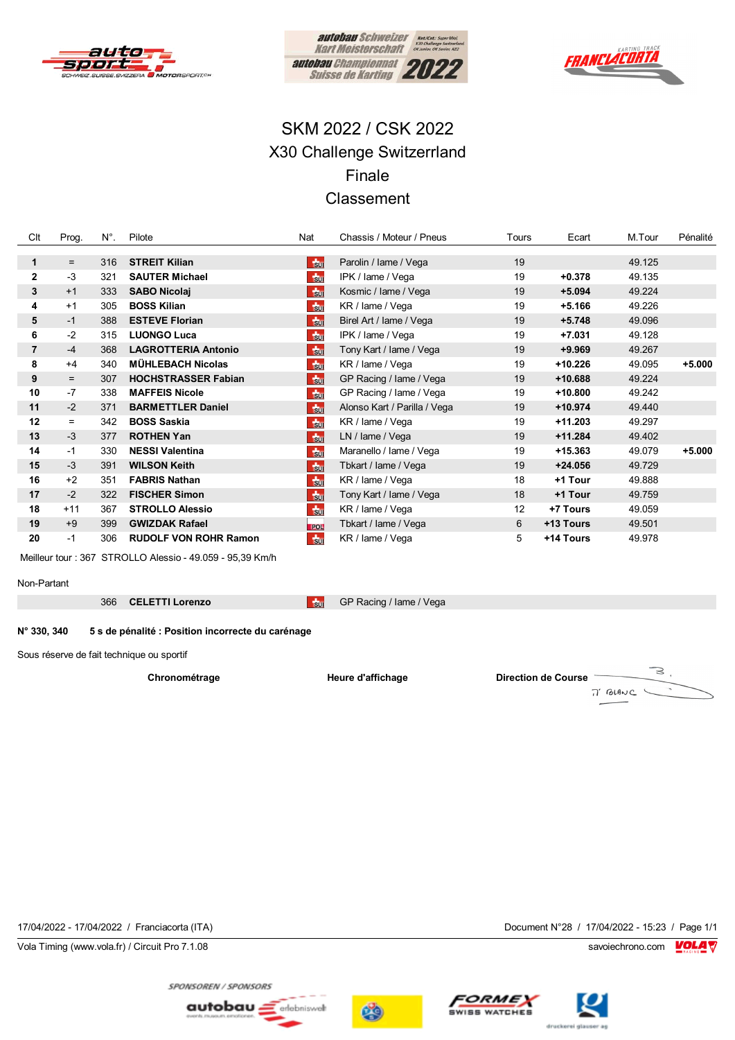# SKM 2022 / CSK 2022
## X30 Challenge Switzerrland
## Finale
## Classement

| Clt | Prog. | N°. | Pilote | Nat | Chassis / Moteur / Pneus | Tours | Ecart | M.Tour | Pénalité |
|---|---|---|---|---|---|---|---|---|---|
| **1** | = | 316 | **STREIT Kilian** | SUI | Parolin / Iame / Vega | 19 | | 49.125 | |
| **2** | -3 | 321 | **SAUTER Michael** | SUI | IPK / Iame / Vega | 19 | **+0.378** | 49.135 | |
| **3** | +1 | 333 | **SABO Nicolaj** | SUI | Kosmic / Iame / Vega | 19 | **+5.094** | 49.224 | |
| **4** | +1 | 305 | **BOSS Kilian** | SUI | KR / Iame / Vega | 19 | **+5.166** | 49.226 | |
| **5** | -1 | 388 | **ESTEVE Florian** | SUI | Birel Art / Iame / Vega | 19 | **+5.748** | 49.096 | |
| **6** | -2 | 315 | **LUONGO Luca** | SUI | IPK / Iame / Vega | 19 | **+7.031** | 49.128 | |
| **7** | -4 | 368 | **LAGROTTERIA Antonio** | SUI | Tony Kart / Iame / Vega | 19 | **+9.969** | 49.267 | |
| **8** | +4 | 340 | **MÜHLEBACH Nicolas** | SUI | KR / Iame / Vega | 19 | **+10.226** | 49.095 | **+5.000** |
| **9** | = | 307 | **HOCHSTRASSER Fabian** | SUI | GP Racing / Iame / Vega | 19 | **+10.688** | 49.224 | |
| **10** | -7 | 338 | **MAFFEIS Nicole** | SUI | GP Racing / Iame / Vega | 19 | **+10.800** | 49.242 | |
| **11** | -2 | 371 | **BARMETTLER Daniel** | SUI | Alonso Kart / Parilla / Vega | 19 | **+10.974** | 49.440 | |
| **12** | = | 342 | **BOSS Saskia** | SUI | KR / Iame / Vega | 19 | **+11.203** | 49.297 | |
| **13** | -3 | 377 | **ROTHEN Yan** | SUI | LN / Iame / Vega | 19 | **+11.284** | 49.402 | |
| **14** | -1 | 330 | **NESSI Valentina** | SUI | Maranello / Iame / Vega | 19 | **+15.363** | 49.079 | **+5.000** |
| **15** | -3 | 391 | **WILSON Keith** | SUI | Tbkart / Iame / Vega | 19 | **+24.056** | 49.729 | |
| **16** | +2 | 351 | **FABRIS Nathan** | SUI | KR / Iame / Vega | 18 | **+1 Tour** | 49.888 | |
| **17** | -2 | 322 | **FISCHER Simon** | SUI | Tony Kart / Iame / Vega | 18 | **+1 Tour** | 49.759 | |
| **18** | +11 | 367 | **STROLLO Alessio** | SUI | KR / Iame / Vega | 12 | **+7 Tours** | 49.059 | |
| **19** | +9 | 399 | **GWIZDAK Rafael** | POL | Tbkart / Iame / Vega | 6 | **+13 Tours** | 49.501 | |
| **20** | -1 | 306 | **RUDOLF VON ROHR Ramon** | SUI | KR / Iame / Vega | 5 | **+14 Tours** | 49.978 | |

Meilleur tour : 367 STROLLO Alessio - 49.059 - 95,39 Km/h

Non-Partant

| N°. | Pilote | Nat | Chassis / Moteur / Pneus |
|---|---|---|---|
| 366 | **CELETTI Lorenzo** | SUI | GP Racing / Iame / Vega |

**N° 330, 340** **5 s de pénalité : Position incorrecte du carénage**

Sous réserve de fait technique ou sportif

**Chronométrage** **Heure d'affichage** **Direction de Course**

17/04/2022 - 17/04/2022 / Franciacorta (ITA)

Document N°28 / 17/04/2022 - 15:23

Vola Timing (www.vola.fr) / Circuit Pro 7.1.08

savoiechrono.com

SPONSOREN / SPONSORS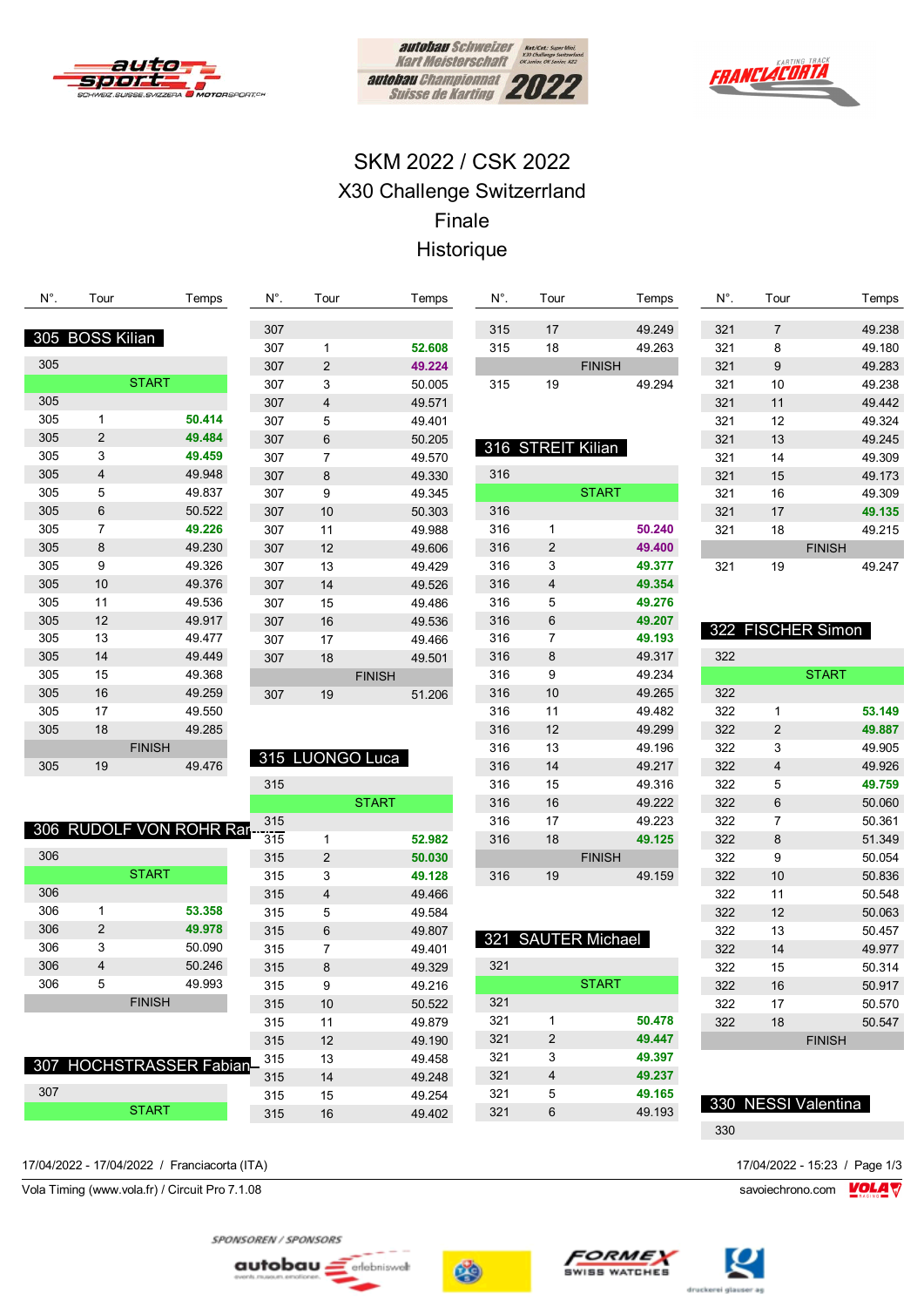# SKM 2022 / CSK 2022
## X30 Challenge Switzerrland
## Finale
## Historique

### 305 BOSS Kilian

| N°. | Tour | Temps |
|---|---|---|
| 305 | | |
| | START | |
| 305 | | |
| 305 | 1 | **50.414** |
| 305 | 2 | **49.484** |
| 305 | 3 | **49.459** |
| 305 | 4 | 49.948 |
| 305 | 5 | 49.837 |
| 305 | 6 | 50.522 |
| 305 | 7 | **49.226** |
| 305 | 8 | 49.230 |
| 305 | 9 | 49.326 |
| 305 | 10 | 49.376 |
| 305 | 11 | 49.536 |
| 305 | 12 | 49.917 |
| 305 | 13 | 49.477 |
| 305 | 14 | 49.449 |
| 305 | 15 | 49.368 |
| 305 | 16 | 49.259 |
| 305 | 17 | 49.550 |
| 305 | 18 | 49.285 |
| | FINISH | |
| 305 | 19 | 49.476 |

### 306 RUDOLF VON ROHR Ran

| N°. | Tour | Temps |
|---|---|---|
| 306 | | |
| | START | |
| 306 | | |
| 306 | 1 | **53.358** |
| 306 | 2 | **49.978** |
| 306 | 3 | 50.090 |
| 306 | 4 | 50.246 |
| 306 | 5 | 49.993 |
| | FINISH | |

### 307 HOCHSTRASSER Fabian

| N°. | Tour | Temps |
|---|---|---|
| 307 | | |
| | START | |
| 307 | | |
| 307 | 1 | **52.608** |
| 307 | 2 | **49.224** |
| 307 | 3 | 50.005 |
| 307 | 4 | 49.571 |
| 307 | 5 | 49.401 |
| 307 | 6 | 50.205 |
| 307 | 7 | 49.570 |
| 307 | 8 | 49.330 |
| 307 | 9 | 49.345 |
| 307 | 10 | 50.303 |
| 307 | 11 | 49.988 |
| 307 | 12 | 49.606 |
| 307 | 13 | 49.429 |
| 307 | 14 | 49.526 |
| 307 | 15 | 49.486 |
| 307 | 16 | 49.536 |
| 307 | 17 | 49.466 |
| 307 | 18 | 49.501 |
| | FINISH | |
| 307 | 19 | 51.206 |

### 315 LUONGO Luca

| N°. | Tour | Temps |
|---|---|---|
| 315 | | |
| | START | |
| 315 | | |
| 315 | 1 | **52.982** |
| 315 | 2 | **50.030** |
| 315 | 3 | **49.128** |
| 315 | 4 | 49.466 |
| 315 | 5 | 49.584 |
| 315 | 6 | 49.807 |
| 315 | 7 | 49.401 |
| 315 | 8 | 49.329 |
| 315 | 9 | 49.216 |
| 315 | 10 | 50.522 |
| 315 | 11 | 49.879 |
| 315 | 12 | 49.190 |
| 315 | 13 | 49.458 |
| 315 | 14 | 49.248 |
| 315 | 15 | 49.254 |
| 315 | 16 | 49.402 |
| 315 | 17 | 49.249 |
| 315 | 18 | 49.263 |
| | FINISH | |
| 315 | 19 | 49.294 |

### 316 STREIT Kilian

| N°. | Tour | Temps |
|---|---|---|
| 316 | | |
| | START | |
| 316 | | |
| 316 | 1 | **50.240** |
| 316 | 2 | **49.400** |
| 316 | 3 | **49.377** |
| 316 | 4 | **49.354** |
| 316 | 5 | **49.276** |
| 316 | 6 | **49.207** |
| 316 | 7 | **49.193** |
| 316 | 8 | 49.317 |
| 316 | 9 | 49.234 |
| 316 | 10 | 49.265 |
| 316 | 11 | 49.482 |
| 316 | 12 | 49.299 |
| 316 | 13 | 49.196 |
| 316 | 14 | 49.217 |
| 316 | 15 | 49.316 |
| 316 | 16 | 49.222 |
| 316 | 17 | 49.223 |
| 316 | 18 | **49.125** |
| | FINISH | |
| 316 | 19 | 49.159 |

### 321 SAUTER Michael

| N°. | Tour | Temps |
|---|---|---|
| 321 | | |
| | START | |
| 321 | | |
| 321 | 1 | **50.478** |
| 321 | 2 | **49.447** |
| 321 | 3 | **49.397** |
| 321 | 4 | **49.237** |
| 321 | 5 | **49.165** |
| 321 | 6 | 49.193 |
| 321 | 7 | 49.238 |
| 321 | 8 | 49.180 |
| 321 | 9 | 49.283 |
| 321 | 10 | 49.238 |
| 321 | 11 | 49.442 |
| 321 | 12 | 49.324 |
| 321 | 13 | 49.245 |
| 321 | 14 | 49.309 |
| 321 | 15 | 49.173 |
| 321 | 16 | 49.309 |
| 321 | 17 | **49.135** |
| 321 | 18 | 49.215 |
| | FINISH | |
| 321 | 19 | 49.247 |

### 322 FISCHER Simon

| N°. | Tour | Temps |
|---|---|---|
| 322 | | |
| | START | |
| 322 | | |
| 322 | 1 | **53.149** |
| 322 | 2 | **49.887** |
| 322 | 3 | 49.905 |
| 322 | 4 | 49.926 |
| 322 | 5 | **49.759** |
| 322 | 6 | 50.060 |
| 322 | 7 | 50.361 |
| 322 | 8 | 51.349 |
| 322 | 9 | 50.054 |
| 322 | 10 | 50.836 |
| 322 | 11 | 50.548 |
| 322 | 12 | 50.063 |
| 322 | 13 | 50.457 |
| 322 | 14 | 49.977 |
| 322 | 15 | 50.314 |
| 322 | 16 | 50.917 |
| 322 | 17 | 50.570 |
| 322 | 18 | 50.547 |
| | FINISH | |

### 330 NESSI Valentina

| N°. | Tour | Temps |
|---|---|---|
| 330 | | |

17/04/2022 - 17/04/2022 / Franciacorta (ITA)

Vola Timing (www.vola.fr) / Circuit Pro 7.1.08

17/04/2022 - 15:23

savoiechrono.com

SPONSOREN / SPONSORS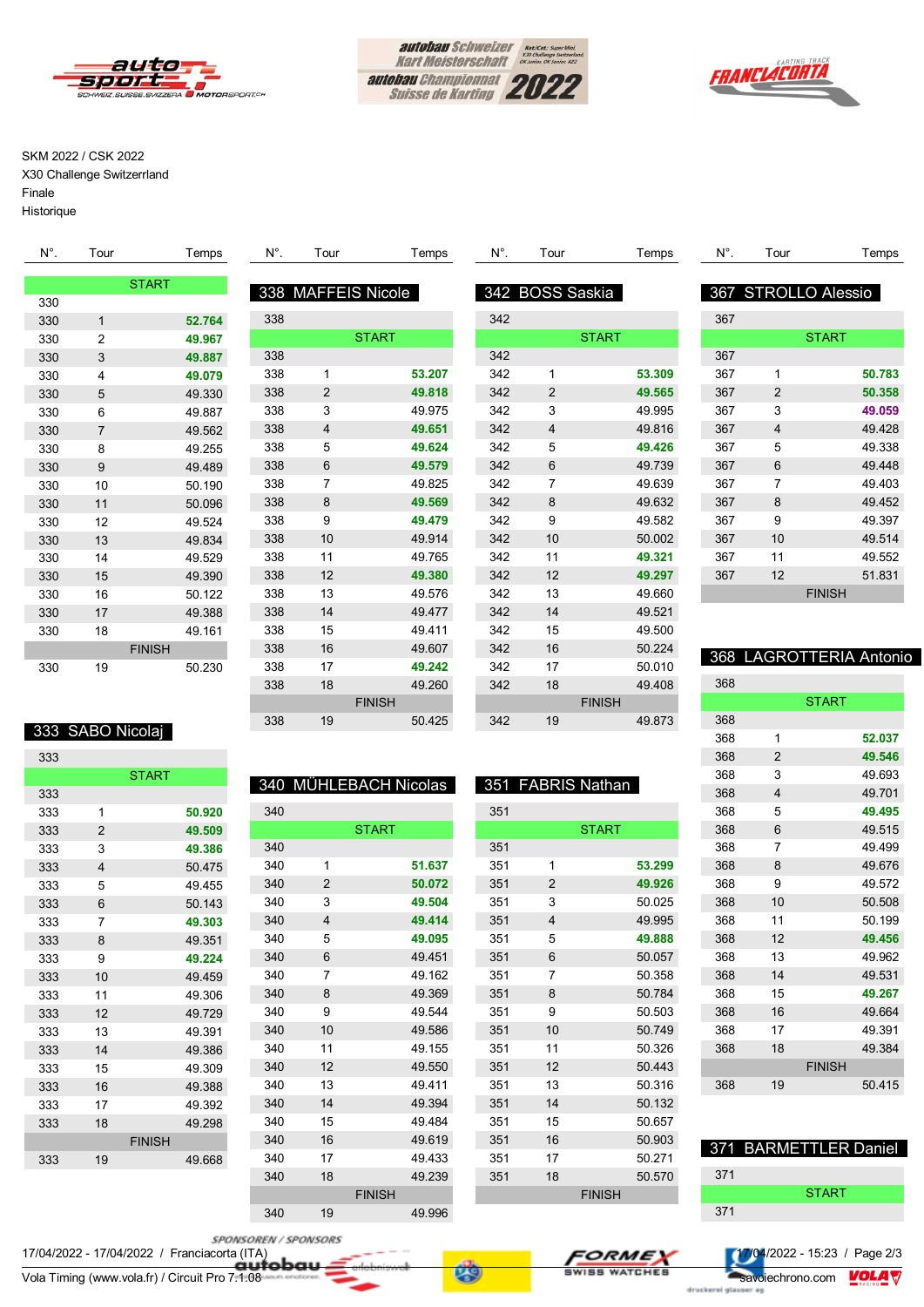SKM 2022 / CSK 2022
X30 Challenge Switzerrland
Finale
Historique

| N°. | Tour | Temps |
|---|---|---|
| | START | |
| 330 | | |
| 330 | 1 | **52.764** |
| 330 | 2 | **49.967** |
| 330 | 3 | **49.887** |
| 330 | 4 | **49.079** |
| 330 | 5 | 49.330 |
| 330 | 6 | 49.887 |
| 330 | 7 | 49.562 |
| 330 | 8 | 49.255 |
| 330 | 9 | 49.489 |
| 330 | 10 | 50.190 |
| 330 | 11 | 50.096 |
| 330 | 12 | 49.524 |
| 330 | 13 | 49.834 |
| 330 | 14 | 49.529 |
| 330 | 15 | 49.390 |
| 330 | 16 | 50.122 |
| 330 | 17 | 49.388 |
| 330 | 18 | 49.161 |
| | FINISH | |
| 330 | 19 | 50.230 |

## 333 SABO Nicolaj

| N°. | Tour | Temps |
|---|---|---|
| 333 | | |
| | START | |
| 333 | | |
| 333 | 1 | **50.920** |
| 333 | 2 | **49.509** |
| 333 | 3 | **49.386** |
| 333 | 4 | 50.475 |
| 333 | 5 | 49.455 |
| 333 | 6 | 50.143 |
| 333 | 7 | **49.303** |
| 333 | 8 | 49.351 |
| 333 | 9 | **49.224** |
| 333 | 10 | 49.459 |
| 333 | 11 | 49.306 |
| 333 | 12 | 49.729 |
| 333 | 13 | 49.391 |
| 333 | 14 | 49.386 |
| 333 | 15 | 49.309 |
| 333 | 16 | 49.388 |
| 333 | 17 | 49.392 |
| 333 | 18 | 49.298 |
| | FINISH | |
| 333 | 19 | 49.668 |

## 338 MAFFEIS Nicole

| N°. | Tour | Temps |
|---|---|---|
| 338 | | |
| | START | |
| 338 | | |
| 338 | 1 | **53.207** |
| 338 | 2 | **49.818** |
| 338 | 3 | 49.975 |
| 338 | 4 | **49.651** |
| 338 | 5 | **49.624** |
| 338 | 6 | **49.579** |
| 338 | 7 | 49.825 |
| 338 | 8 | **49.569** |
| 338 | 9 | **49.479** |
| 338 | 10 | 49.914 |
| 338 | 11 | 49.765 |
| 338 | 12 | **49.380** |
| 338 | 13 | 49.576 |
| 338 | 14 | 49.477 |
| 338 | 15 | 49.411 |
| 338 | 16 | 49.607 |
| 338 | 17 | **49.242** |
| 338 | 18 | 49.260 |
| | FINISH | |
| 338 | 19 | 50.425 |

## 340 MÜHLEBACH Nicolas

| N°. | Tour | Temps |
|---|---|---|
| 340 | | |
| | START | |
| 340 | | |
| 340 | 1 | **51.637** |
| 340 | 2 | **50.072** |
| 340 | 3 | **49.504** |
| 340 | 4 | **49.414** |
| 340 | 5 | **49.095** |
| 340 | 6 | 49.451 |
| 340 | 7 | 49.162 |
| 340 | 8 | 49.369 |
| 340 | 9 | 49.544 |
| 340 | 10 | 49.586 |
| 340 | 11 | 49.155 |
| 340 | 12 | 49.550 |
| 340 | 13 | 49.411 |
| 340 | 14 | 49.394 |
| 340 | 15 | 49.484 |
| 340 | 16 | 49.619 |
| 340 | 17 | 49.433 |
| 340 | 18 | 49.239 |
| | FINISH | |
| 340 | 19 | 49.996 |

## 342 BOSS Saskia

| N°. | Tour | Temps |
|---|---|---|
| 342 | | |
| | START | |
| 342 | | |
| 342 | 1 | **53.309** |
| 342 | 2 | **49.565** |
| 342 | 3 | 49.995 |
| 342 | 4 | 49.816 |
| 342 | 5 | **49.426** |
| 342 | 6 | 49.739 |
| 342 | 7 | 49.639 |
| 342 | 8 | 49.632 |
| 342 | 9 | 49.582 |
| 342 | 10 | 50.002 |
| 342 | 11 | **49.321** |
| 342 | 12 | **49.297** |
| 342 | 13 | 49.660 |
| 342 | 14 | 49.521 |
| 342 | 15 | 49.500 |
| 342 | 16 | 50.224 |
| 342 | 17 | 50.010 |
| 342 | 18 | 49.408 |
| | FINISH | |
| 342 | 19 | 49.873 |

## 351 FABRIS Nathan

| N°. | Tour | Temps |
|---|---|---|
| 351 | | |
| | START | |
| 351 | | |
| 351 | 1 | **53.299** |
| 351 | 2 | **49.926** |
| 351 | 3 | 50.025 |
| 351 | 4 | 49.995 |
| 351 | 5 | **49.888** |
| 351 | 6 | 50.057 |
| 351 | 7 | 50.358 |
| 351 | 8 | 50.784 |
| 351 | 9 | 50.503 |
| 351 | 10 | 50.749 |
| 351 | 11 | 50.326 |
| 351 | 12 | 50.443 |
| 351 | 13 | 50.316 |
| 351 | 14 | 50.132 |
| 351 | 15 | 50.657 |
| 351 | 16 | 50.903 |
| 351 | 17 | 50.271 |
| 351 | 18 | 50.570 |
| | FINISH | |

## 367 STROLLO Alessio

| N°. | Tour | Temps |
|---|---|---|
| 367 | | |
| | START | |
| 367 | | |
| 367 | 1 | **50.783** |
| 367 | 2 | **50.358** |
| 367 | 3 | **49.059** |
| 367 | 4 | 49.428 |
| 367 | 5 | 49.338 |
| 367 | 6 | 49.448 |
| 367 | 7 | 49.403 |
| 367 | 8 | 49.452 |
| 367 | 9 | 49.397 |
| 367 | 10 | 49.514 |
| 367 | 11 | 49.552 |
| 367 | 12 | 51.831 |
| | FINISH | |

## 368 LAGROTTERIA Antonio

| N°. | Tour | Temps |
|---|---|---|
| 368 | | |
| | START | |
| 368 | | |
| 368 | 1 | **52.037** |
| 368 | 2 | **49.546** |
| 368 | 3 | 49.693 |
| 368 | 4 | 49.701 |
| 368 | 5 | **49.495** |
| 368 | 6 | 49.515 |
| 368 | 7 | 49.499 |
| 368 | 8 | 49.676 |
| 368 | 9 | 49.572 |
| 368 | 10 | 50.508 |
| 368 | 11 | 50.199 |
| 368 | 12 | **49.456** |
| 368 | 13 | 49.962 |
| 368 | 14 | 49.531 |
| 368 | 15 | **49.267** |
| 368 | 16 | 49.664 |
| 368 | 17 | 49.391 |
| 368 | 18 | 49.384 |
| | FINISH | |
| 368 | 19 | 50.415 |

## 371 BARMETTLER Daniel

| N°. | Tour | Temps |
|---|---|---|
| 371 | | |
| | START | |
| 371 | | |

17/04/2022 - 17/04/2022 / Franciacorta (ITA)
Vola Timing (www.vola.fr) / Circuit Pro 7.1.08

SPONSOREN / SPONSORS

17/04/2022 - 15:23
savoiechrono.com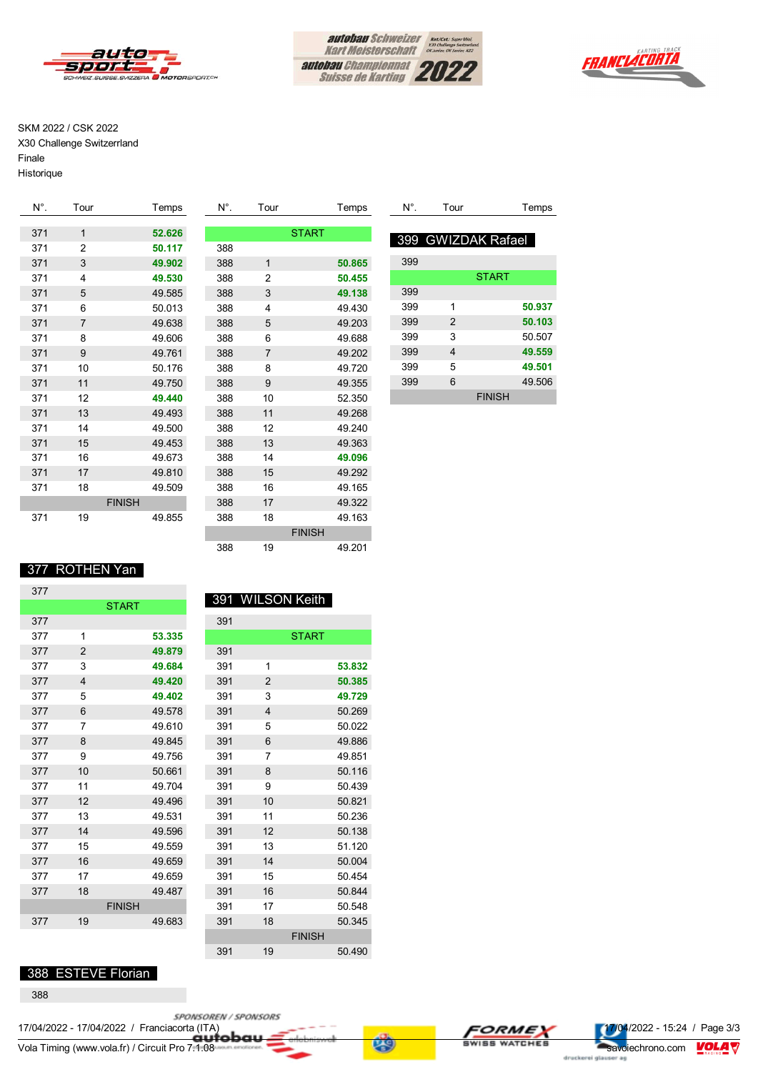SKM 2022 / CSK 2022
X30 Challenge Switzerrland
Finale
Historique

| N°. | Tour | Temps |
|---|---|---|
| 371 | 1 | **52.626** |
| 371 | 2 | **50.117** |
| 371 | 3 | **49.902** |
| 371 | 4 | **49.530** |
| 371 | 5 | 49.585 |
| 371 | 6 | 50.013 |
| 371 | 7 | 49.638 |
| 371 | 8 | 49.606 |
| 371 | 9 | 49.761 |
| 371 | 10 | 50.176 |
| 371 | 11 | 49.750 |
| 371 | 12 | **49.440** |
| 371 | 13 | 49.493 |
| 371 | 14 | 49.500 |
| 371 | 15 | 49.453 |
| 371 | 16 | 49.673 |
| 371 | 17 | 49.810 |
| 371 | 18 | 49.509 |
| | FINISH | |
| 371 | 19 | 49.855 |

## 377 ROTHEN Yan

| N°. | Tour | Temps |
|---|---|---|
| 377 | | |
| | START | |
| 377 | | |
| 377 | 1 | **53.335** |
| 377 | 2 | **49.879** |
| 377 | 3 | **49.684** |
| 377 | 4 | **49.420** |
| 377 | 5 | **49.402** |
| 377 | 6 | 49.578 |
| 377 | 7 | 49.610 |
| 377 | 8 | 49.845 |
| 377 | 9 | 49.756 |
| 377 | 10 | 50.661 |
| 377 | 11 | 49.704 |
| 377 | 12 | 49.496 |
| 377 | 13 | 49.531 |
| 377 | 14 | 49.596 |
| 377 | 15 | 49.559 |
| 377 | 16 | 49.659 |
| 377 | 17 | 49.659 |
| 377 | 18 | 49.487 |
| | FINISH | |
| 377 | 19 | 49.683 |

## 388 ESTEVE Florian

| N°. | Tour | Temps |
|---|---|---|
| 388 | | |
| | START | |
| 388 | | |
| 388 | 1 | **50.865** |
| 388 | 2 | **50.455** |
| 388 | 3 | **49.138** |
| 388 | 4 | 49.430 |
| 388 | 5 | 49.203 |
| 388 | 6 | 49.688 |
| 388 | 7 | 49.202 |
| 388 | 8 | 49.720 |
| 388 | 9 | 49.355 |
| 388 | 10 | 52.350 |
| 388 | 11 | 49.268 |
| 388 | 12 | 49.240 |
| 388 | 13 | 49.363 |
| 388 | 14 | **49.096** |
| 388 | 15 | 49.292 |
| 388 | 16 | 49.165 |
| 388 | 17 | 49.322 |
| 388 | 18 | 49.163 |
| | FINISH | |
| 388 | 19 | 49.201 |

## 391 WILSON Keith

| N°. | Tour | Temps |
|---|---|---|
| 391 | | |
| | START | |
| 391 | | |
| 391 | 1 | **53.832** |
| 391 | 2 | **50.385** |
| 391 | 3 | **49.729** |
| 391 | 4 | 50.269 |
| 391 | 5 | 50.022 |
| 391 | 6 | 49.886 |
| 391 | 7 | 49.851 |
| 391 | 8 | 50.116 |
| 391 | 9 | 50.439 |
| 391 | 10 | 50.821 |
| 391 | 11 | 50.236 |
| 391 | 12 | 50.138 |
| 391 | 13 | 51.120 |
| 391 | 14 | 50.004 |
| 391 | 15 | 50.454 |
| 391 | 16 | 50.844 |
| 391 | 17 | 50.548 |
| 391 | 18 | 50.345 |
| | FINISH | |
| 391 | 19 | 50.490 |

## 399 GWIZDAK Rafael

| N°. | Tour | Temps |
|---|---|---|
| 399 | | |
| | START | |
| 399 | | |
| 399 | 1 | **50.937** |
| 399 | 2 | **50.103** |
| 399 | 3 | 50.507 |
| 399 | 4 | **49.559** |
| 399 | 5 | **49.501** |
| 399 | 6 | 49.506 |
| | FINISH | |

17/04/2022 - 17/04/2022 / Franciacorta (ITA)
Vola Timing (www.vola.fr) / Circuit Pro 7.1.08

17/04/2022 - 15:24

savoiechrono.com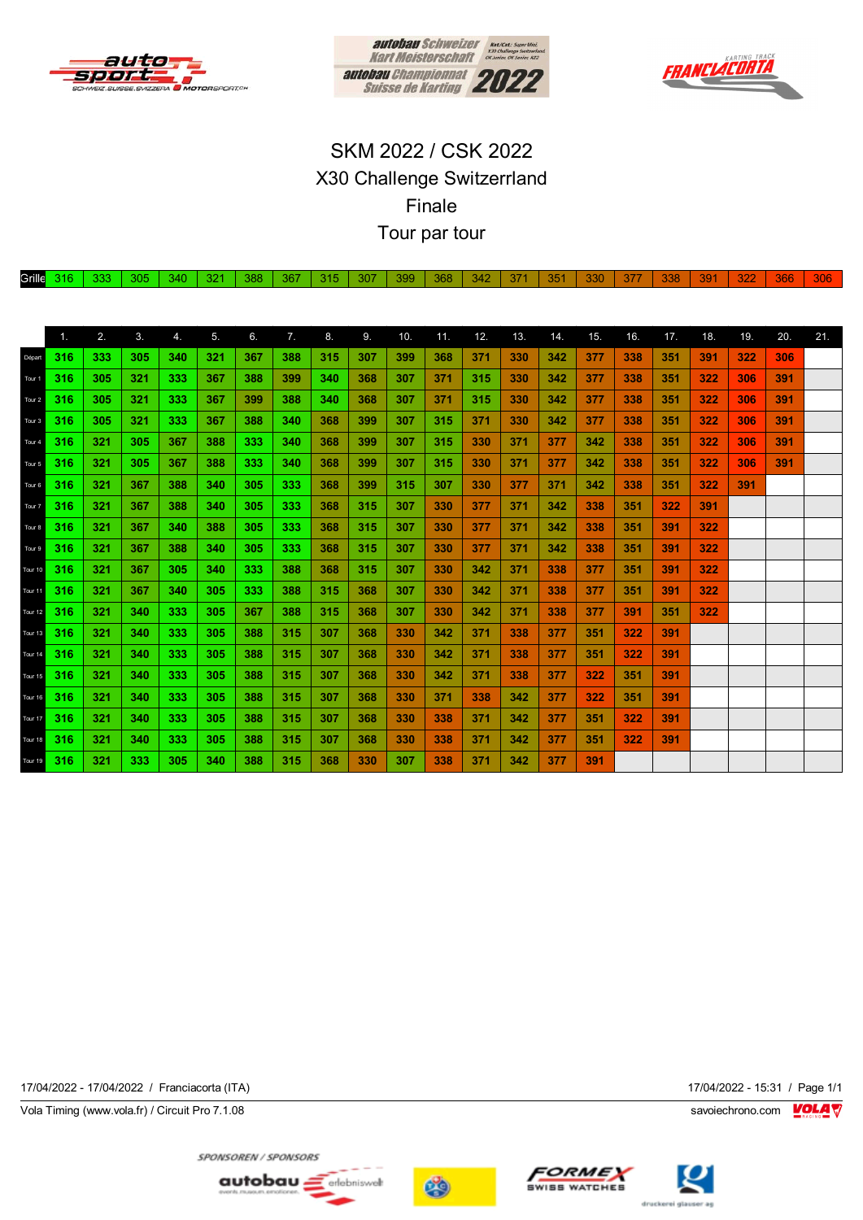# SKM 2022 / CSK 2022

## X30 Challenge Switzerrland

## Finale

## Tour par tour

| Grille | 316 | 333 | 305 | 340 | 321 | 388 | 367 | 315 | 307 | 399 | 368 | 342 | 371 | 351 | 330 | 377 | 338 | 391 | 322 | 366 | 306 |
|---|---|---|---|---|---|---|---|---|---|---|---|---|---|---|---|---|---|---|---|---|---|

| | 1. | 2. | 3. | 4. | 5. | 6. | 7. | 8. | 9. | 10. | 11. | 12. | 13. | 14. | 15. | 16. | 17. | 18. | 19. | 20. | 21. |
|---|---|---|---|---|---|---|---|---|---|---|---|---|---|---|---|---|---|---|---|---|---|
| Départ | 316 | 333 | 305 | 340 | 321 | 367 | 388 | 315 | 307 | 399 | 368 | 371 | 330 | 342 | 377 | 338 | 351 | 391 | 322 | 306 | |
| Tour 1 | 316 | 305 | 321 | 333 | 367 | 388 | 399 | 340 | 368 | 307 | 371 | 315 | 330 | 342 | 377 | 338 | 351 | 322 | 306 | 391 | |
| Tour 2 | 316 | 305 | 321 | 333 | 367 | 399 | 388 | 340 | 368 | 307 | 371 | 315 | 330 | 342 | 377 | 338 | 351 | 322 | 306 | 391 | |
| Tour 3 | 316 | 305 | 321 | 333 | 367 | 388 | 340 | 368 | 399 | 307 | 315 | 371 | 330 | 342 | 377 | 338 | 351 | 322 | 306 | 391 | |
| Tour 4 | 316 | 321 | 305 | 367 | 388 | 333 | 340 | 368 | 399 | 307 | 315 | 330 | 371 | 377 | 342 | 338 | 351 | 322 | 306 | 391 | |
| Tour 5 | 316 | 321 | 305 | 367 | 388 | 333 | 340 | 368 | 399 | 307 | 315 | 330 | 371 | 377 | 342 | 338 | 351 | 322 | 306 | 391 | |
| Tour 6 | 316 | 321 | 367 | 388 | 340 | 305 | 333 | 368 | 399 | 315 | 307 | 330 | 377 | 371 | 342 | 338 | 351 | 322 | 391 | | |
| Tour 7 | 316 | 321 | 367 | 388 | 340 | 305 | 333 | 368 | 315 | 307 | 330 | 377 | 371 | 342 | 338 | 351 | 322 | 391 | | | |
| Tour 8 | 316 | 321 | 367 | 340 | 388 | 305 | 333 | 368 | 315 | 307 | 330 | 377 | 371 | 342 | 338 | 351 | 391 | 322 | | | |
| Tour 9 | 316 | 321 | 367 | 388 | 340 | 305 | 333 | 368 | 315 | 307 | 330 | 377 | 371 | 342 | 338 | 351 | 391 | 322 | | | |
| Tour 10 | 316 | 321 | 367 | 305 | 340 | 333 | 388 | 368 | 315 | 307 | 330 | 342 | 371 | 338 | 377 | 351 | 391 | 322 | | | |
| Tour 11 | 316 | 321 | 367 | 340 | 305 | 333 | 388 | 315 | 368 | 307 | 330 | 342 | 371 | 338 | 377 | 351 | 391 | 322 | | | |
| Tour 12 | 316 | 321 | 340 | 333 | 305 | 367 | 388 | 315 | 368 | 307 | 330 | 342 | 371 | 338 | 377 | 391 | 351 | 322 | | | |
| Tour 13 | 316 | 321 | 340 | 333 | 305 | 388 | 315 | 307 | 368 | 330 | 342 | 371 | 338 | 377 | 351 | 322 | 391 | | | | |
| Tour 14 | 316 | 321 | 340 | 333 | 305 | 388 | 315 | 307 | 368 | 330 | 342 | 371 | 338 | 377 | 351 | 322 | 391 | | | | |
| Tour 15 | 316 | 321 | 340 | 333 | 305 | 388 | 315 | 307 | 368 | 330 | 342 | 371 | 338 | 377 | 322 | 351 | 391 | | | | |
| Tour 16 | 316 | 321 | 340 | 333 | 305 | 388 | 315 | 307 | 368 | 330 | 371 | 338 | 342 | 377 | 322 | 351 | 391 | | | | |
| Tour 17 | 316 | 321 | 340 | 333 | 305 | 388 | 315 | 307 | 368 | 330 | 338 | 371 | 342 | 377 | 351 | 322 | 391 | | | | |
| Tour 18 | 316 | 321 | 340 | 333 | 305 | 388 | 315 | 307 | 368 | 330 | 338 | 371 | 342 | 377 | 351 | 322 | 391 | | | | |
| Tour 19 | 316 | 321 | 333 | 305 | 340 | 388 | 315 | 368 | 330 | 307 | 338 | 371 | 342 | 377 | 391 | | | | | | |

17/04/2022 - 17/04/2022 / Franciacorta (ITA)

17/04/2022 - 15:31 / Page 1/1

Vola Timing (www.vola.fr) / Circuit Pro 7.1.08

savoiechrono.com

SPONSOREN / SPONSORS